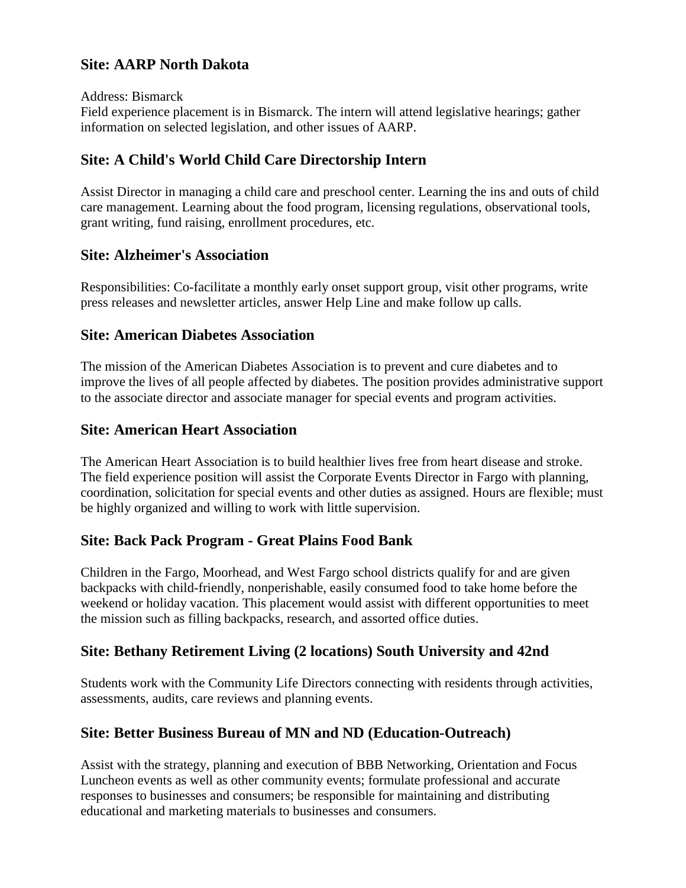## Site: AARP North Dakota

Address: Bismarck
Field experience placement is in Bismarck. The intern will attend legislative hearings; gather information on selected legislation, and other issues of AARP.

## Site: A Child's World Child Care Directorship Intern

Assist Director in managing a child care and preschool center. Learning the ins and outs of child care management. Learning about the food program, licensing regulations, observational tools, grant writing, fund raising, enrollment procedures, etc.

## Site: Alzheimer's Association

Responsibilities: Co-facilitate a monthly early onset support group, visit other programs, write press releases and newsletter articles, answer Help Line and make follow up calls.

## Site: American Diabetes Association

The mission of the American Diabetes Association is to prevent and cure diabetes and to improve the lives of all people affected by diabetes. The position provides administrative support to the associate director and associate manager for special events and program activities.

## Site: American Heart Association

The American Heart Association is to build healthier lives free from heart disease and stroke. The field experience position will assist the Corporate Events Director in Fargo with planning, coordination, solicitation for special events and other duties as assigned. Hours are flexible; must be highly organized and willing to work with little supervision.

## Site: Back Pack Program - Great Plains Food Bank

Children in the Fargo, Moorhead, and West Fargo school districts qualify for and are given backpacks with child-friendly, nonperishable, easily consumed food to take home before the weekend or holiday vacation. This placement would assist with different opportunities to meet the mission such as filling backpacks, research, and assorted office duties.

## Site: Bethany Retirement Living (2 locations) South University and 42nd

Students work with the Community Life Directors connecting with residents through activities, assessments, audits, care reviews and planning events.

## Site: Better Business Bureau of MN and ND (Education-Outreach)

Assist with the strategy, planning and execution of BBB Networking, Orientation and Focus Luncheon events as well as other community events; formulate professional and accurate responses to businesses and consumers; be responsible for maintaining and distributing educational and marketing materials to businesses and consumers.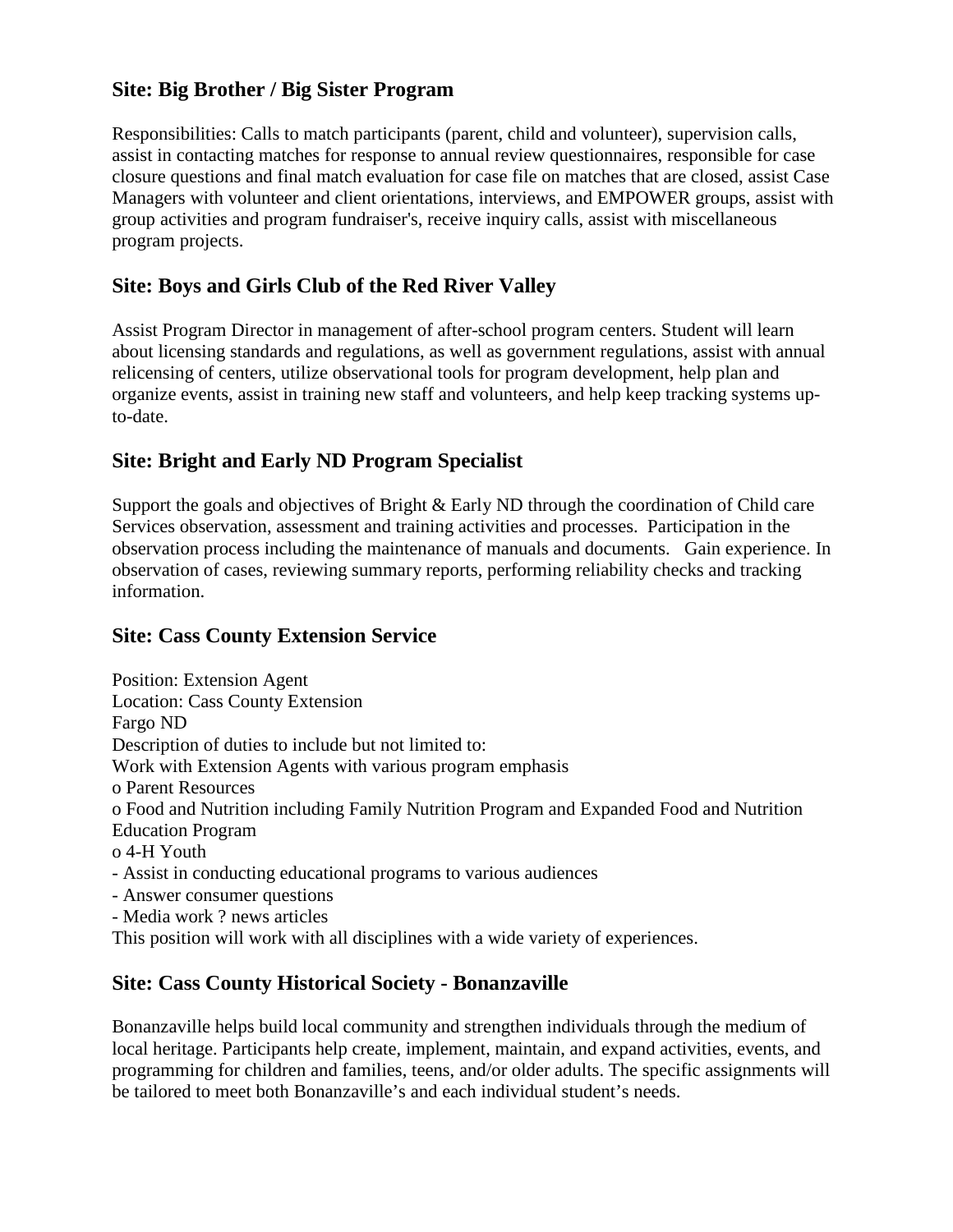## Site: Big Brother / Big Sister Program

Responsibilities: Calls to match participants (parent, child and volunteer), supervision calls, assist in contacting matches for response to annual review questionnaires, responsible for case closure questions and final match evaluation for case file on matches that are closed, assist Case Managers with volunteer and client orientations, interviews, and EMPOWER groups, assist with group activities and program fundraiser's, receive inquiry calls, assist with miscellaneous program projects.

## Site: Boys and Girls Club of the Red River Valley

Assist Program Director in management of after-school program centers. Student will learn about licensing standards and regulations, as well as government regulations, assist with annual relicensing of centers, utilize observational tools for program development, help plan and organize events, assist in training new staff and volunteers, and help keep tracking systems up-to-date.

## Site: Bright and Early ND Program Specialist

Support the goals and objectives of Bright & Early ND through the coordination of Child care Services observation, assessment and training activities and processes. Participation in the observation process including the maintenance of manuals and documents. Gain experience. In observation of cases, reviewing summary reports, performing reliability checks and tracking information.

## Site: Cass County Extension Service

Position: Extension Agent
Location: Cass County Extension
Fargo ND
Description of duties to include but not limited to:
Work with Extension Agents with various program emphasis
o Parent Resources
o Food and Nutrition including Family Nutrition Program and Expanded Food and Nutrition Education Program
o 4-H Youth
- Assist in conducting educational programs to various audiences
- Answer consumer questions
- Media work ? news articles
This position will work with all disciplines with a wide variety of experiences.

## Site: Cass County Historical Society - Bonanzaville

Bonanzaville helps build local community and strengthen individuals through the medium of local heritage. Participants help create, implement, maintain, and expand activities, events, and programming for children and families, teens, and/or older adults. The specific assignments will be tailored to meet both Bonanzaville's and each individual student's needs.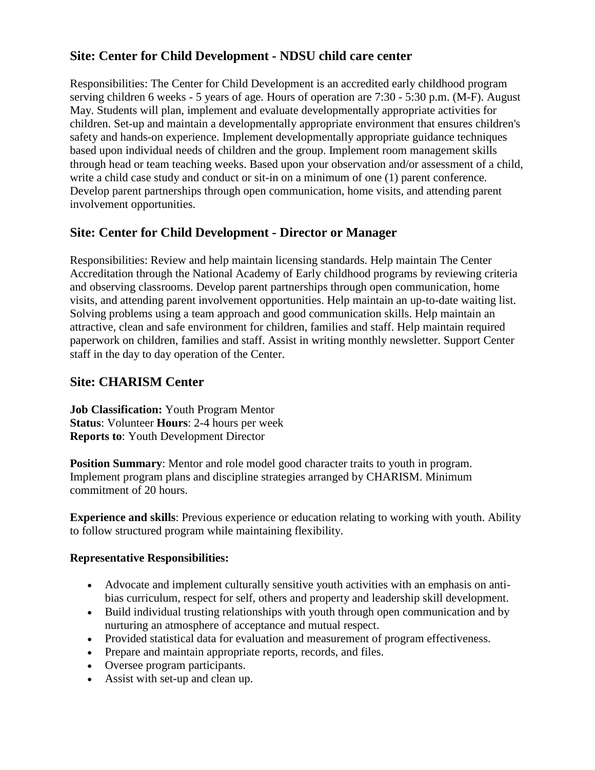## Site: Center for Child Development - NDSU child care center

Responsibilities: The Center for Child Development is an accredited early childhood program serving children 6 weeks - 5 years of age. Hours of operation are 7:30 - 5:30 p.m. (M-F). August May. Students will plan, implement and evaluate developmentally appropriate activities for children. Set-up and maintain a developmentally appropriate environment that ensures children's safety and hands-on experience. Implement developmentally appropriate guidance techniques based upon individual needs of children and the group. Implement room management skills through head or team teaching weeks. Based upon your observation and/or assessment of a child, write a child case study and conduct or sit-in on a minimum of one (1) parent conference. Develop parent partnerships through open communication, home visits, and attending parent involvement opportunities.

## Site: Center for Child Development - Director or Manager

Responsibilities: Review and help maintain licensing standards. Help maintain The Center Accreditation through the National Academy of Early childhood programs by reviewing criteria and observing classrooms. Develop parent partnerships through open communication, home visits, and attending parent involvement opportunities. Help maintain an up-to-date waiting list. Solving problems using a team approach and good communication skills. Help maintain an attractive, clean and safe environment for children, families and staff. Help maintain required paperwork on children, families and staff. Assist in writing monthly newsletter. Support Center staff in the day to day operation of the Center.

## Site: CHARISM Center

**Job Classification:** Youth Program Mentor
**Status**: Volunteer **Hours**: 2-4 hours per week
**Reports to**: Youth Development Director

**Position Summary**: Mentor and role model good character traits to youth in program. Implement program plans and discipline strategies arranged by CHARISM. Minimum commitment of 20 hours.

**Experience and skills**: Previous experience or education relating to working with youth. Ability to follow structured program while maintaining flexibility.

**Representative Responsibilities:**

- Advocate and implement culturally sensitive youth activities with an emphasis on anti-bias curriculum, respect for self, others and property and leadership skill development.
- Build individual trusting relationships with youth through open communication and by nurturing an atmosphere of acceptance and mutual respect.
- Provided statistical data for evaluation and measurement of program effectiveness.
- Prepare and maintain appropriate reports, records, and files.
- Oversee program participants.
- Assist with set-up and clean up.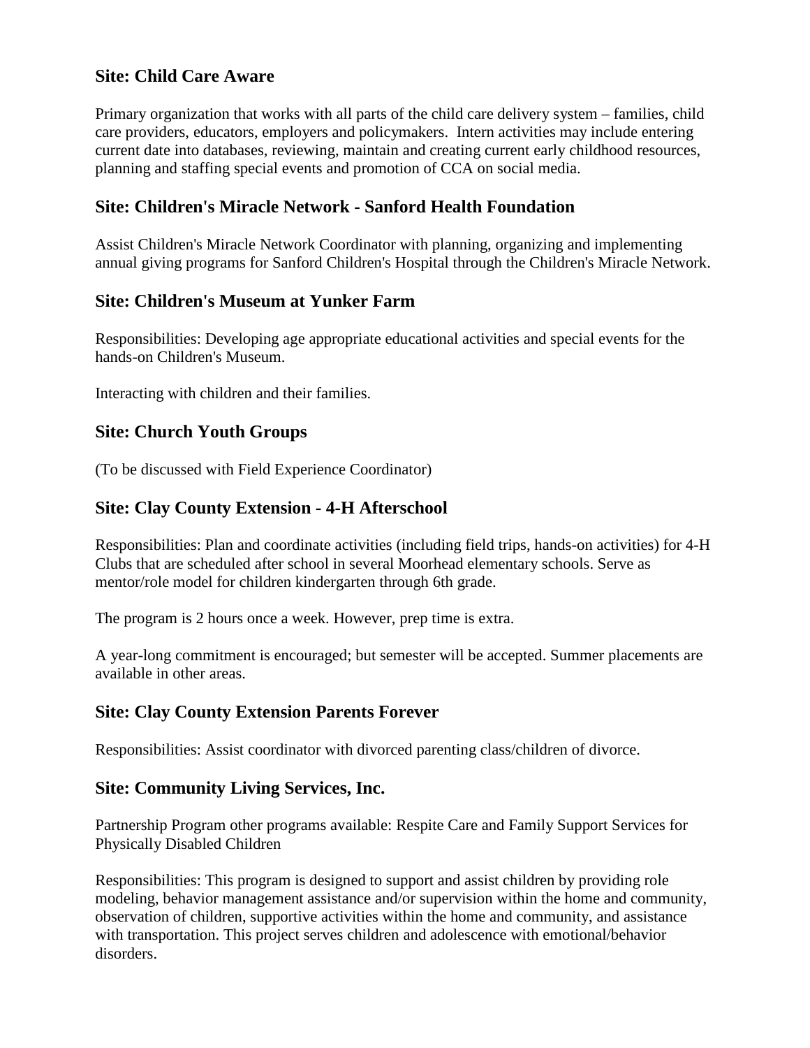## Site: Child Care Aware

Primary organization that works with all parts of the child care delivery system – families, child care providers, educators, employers and policymakers. Intern activities may include entering current date into databases, reviewing, maintain and creating current early childhood resources, planning and staffing special events and promotion of CCA on social media.

## Site: Children's Miracle Network - Sanford Health Foundation

Assist Children's Miracle Network Coordinator with planning, organizing and implementing annual giving programs for Sanford Children's Hospital through the Children's Miracle Network.

## Site: Children's Museum at Yunker Farm

Responsibilities: Developing age appropriate educational activities and special events for the hands-on Children's Museum.

Interacting with children and their families.

## Site: Church Youth Groups

(To be discussed with Field Experience Coordinator)

## Site: Clay County Extension - 4-H Afterschool

Responsibilities: Plan and coordinate activities (including field trips, hands-on activities) for 4-H Clubs that are scheduled after school in several Moorhead elementary schools. Serve as mentor/role model for children kindergarten through 6th grade.

The program is 2 hours once a week. However, prep time is extra.

A year-long commitment is encouraged; but semester will be accepted. Summer placements are available in other areas.

## Site: Clay County Extension Parents Forever

Responsibilities: Assist coordinator with divorced parenting class/children of divorce.

## Site: Community Living Services, Inc.

Partnership Program other programs available: Respite Care and Family Support Services for Physically Disabled Children

Responsibilities: This program is designed to support and assist children by providing role modeling, behavior management assistance and/or supervision within the home and community, observation of children, supportive activities within the home and community, and assistance with transportation. This project serves children and adolescence with emotional/behavior disorders.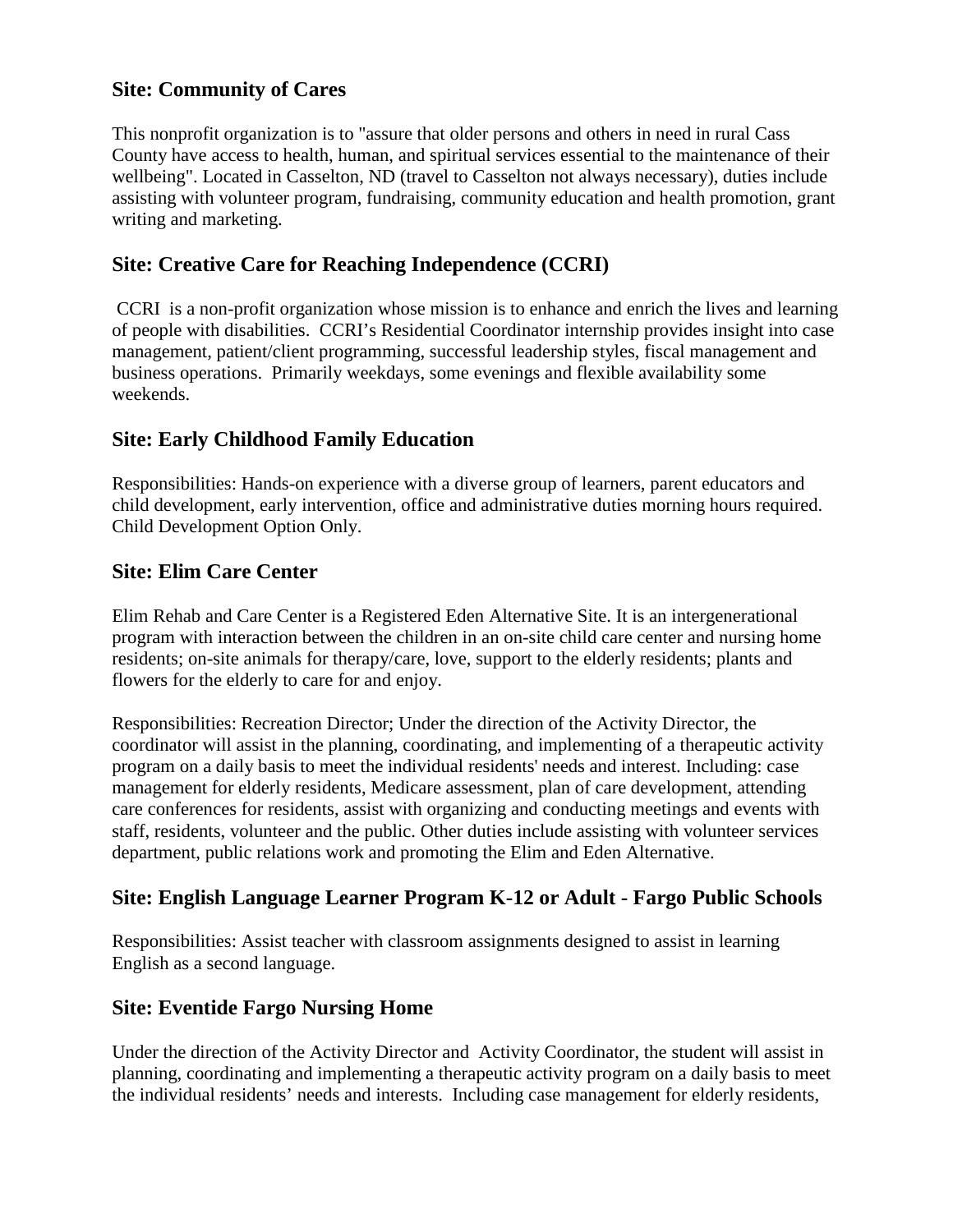## Site: Community of Cares

This nonprofit organization is to "assure that older persons and others in need in rural Cass County have access to health, human, and spiritual services essential to the maintenance of their wellbeing". Located in Casselton, ND (travel to Casselton not always necessary), duties include assisting with volunteer program, fundraising, community education and health promotion, grant writing and marketing.

## Site: Creative Care for Reaching Independence (CCRI)

CCRI is a non-profit organization whose mission is to enhance and enrich the lives and learning of people with disabilities. CCRI's Residential Coordinator internship provides insight into case management, patient/client programming, successful leadership styles, fiscal management and business operations. Primarily weekdays, some evenings and flexible availability some weekends.

## Site: Early Childhood Family Education

Responsibilities: Hands-on experience with a diverse group of learners, parent educators and child development, early intervention, office and administrative duties morning hours required. Child Development Option Only.

## Site: Elim Care Center

Elim Rehab and Care Center is a Registered Eden Alternative Site. It is an intergenerational program with interaction between the children in an on-site child care center and nursing home residents; on-site animals for therapy/care, love, support to the elderly residents; plants and flowers for the elderly to care for and enjoy.

Responsibilities: Recreation Director; Under the direction of the Activity Director, the coordinator will assist in the planning, coordinating, and implementing of a therapeutic activity program on a daily basis to meet the individual residents' needs and interest. Including: case management for elderly residents, Medicare assessment, plan of care development, attending care conferences for residents, assist with organizing and conducting meetings and events with staff, residents, volunteer and the public. Other duties include assisting with volunteer services department, public relations work and promoting the Elim and Eden Alternative.

## Site: English Language Learner Program K-12 or Adult - Fargo Public Schools

Responsibilities: Assist teacher with classroom assignments designed to assist in learning English as a second language.

## Site: Eventide Fargo Nursing Home

Under the direction of the Activity Director and Activity Coordinator, the student will assist in planning, coordinating and implementing a therapeutic activity program on a daily basis to meet the individual residents' needs and interests. Including case management for elderly residents,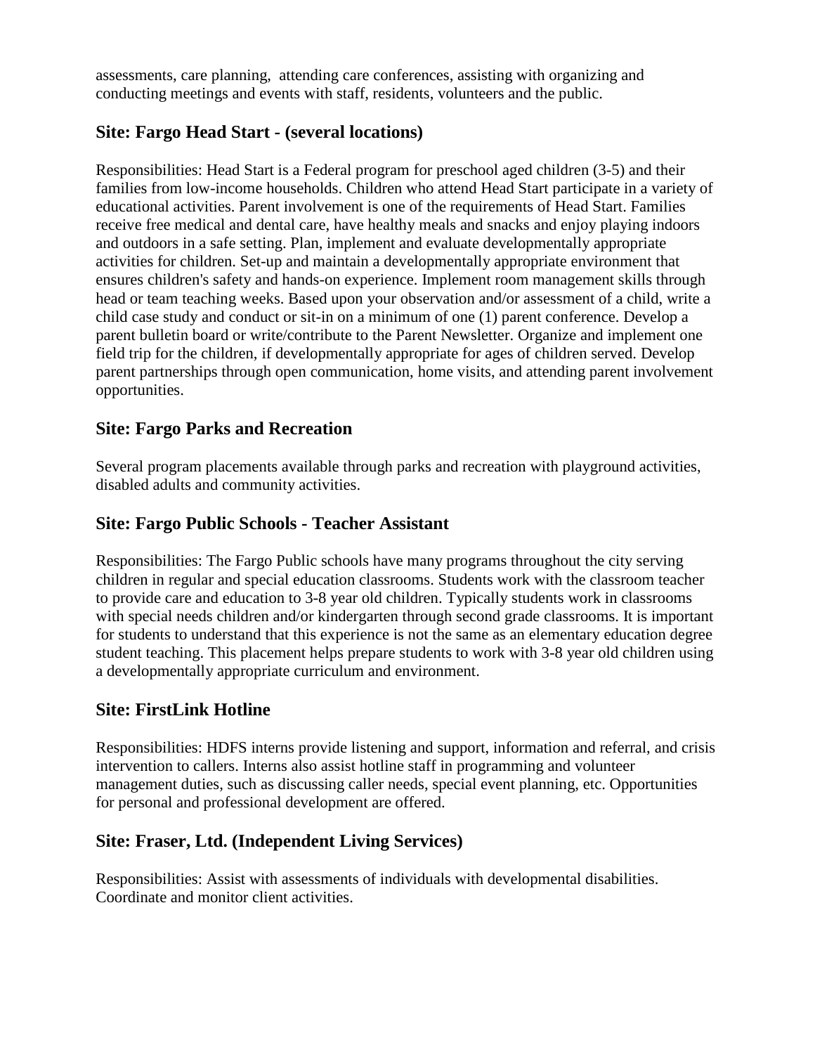assessments, care planning, attending care conferences, assisting with organizing and conducting meetings and events with staff, residents, volunteers and the public.

### Site: Fargo Head Start - (several locations)

Responsibilities: Head Start is a Federal program for preschool aged children (3-5) and their families from low-income households. Children who attend Head Start participate in a variety of educational activities. Parent involvement is one of the requirements of Head Start. Families receive free medical and dental care, have healthy meals and snacks and enjoy playing indoors and outdoors in a safe setting. Plan, implement and evaluate developmentally appropriate activities for children. Set-up and maintain a developmentally appropriate environment that ensures children's safety and hands-on experience. Implement room management skills through head or team teaching weeks. Based upon your observation and/or assessment of a child, write a child case study and conduct or sit-in on a minimum of one (1) parent conference. Develop a parent bulletin board or write/contribute to the Parent Newsletter. Organize and implement one field trip for the children, if developmentally appropriate for ages of children served. Develop parent partnerships through open communication, home visits, and attending parent involvement opportunities.

### Site: Fargo Parks and Recreation

Several program placements available through parks and recreation with playground activities, disabled adults and community activities.

### Site: Fargo Public Schools - Teacher Assistant

Responsibilities: The Fargo Public schools have many programs throughout the city serving children in regular and special education classrooms. Students work with the classroom teacher to provide care and education to 3-8 year old children. Typically students work in classrooms with special needs children and/or kindergarten through second grade classrooms. It is important for students to understand that this experience is not the same as an elementary education degree student teaching. This placement helps prepare students to work with 3-8 year old children using a developmentally appropriate curriculum and environment.

### Site: FirstLink Hotline

Responsibilities: HDFS interns provide listening and support, information and referral, and crisis intervention to callers. Interns also assist hotline staff in programming and volunteer management duties, such as discussing caller needs, special event planning, etc. Opportunities for personal and professional development are offered.

### Site: Fraser, Ltd. (Independent Living Services)

Responsibilities: Assist with assessments of individuals with developmental disabilities. Coordinate and monitor client activities.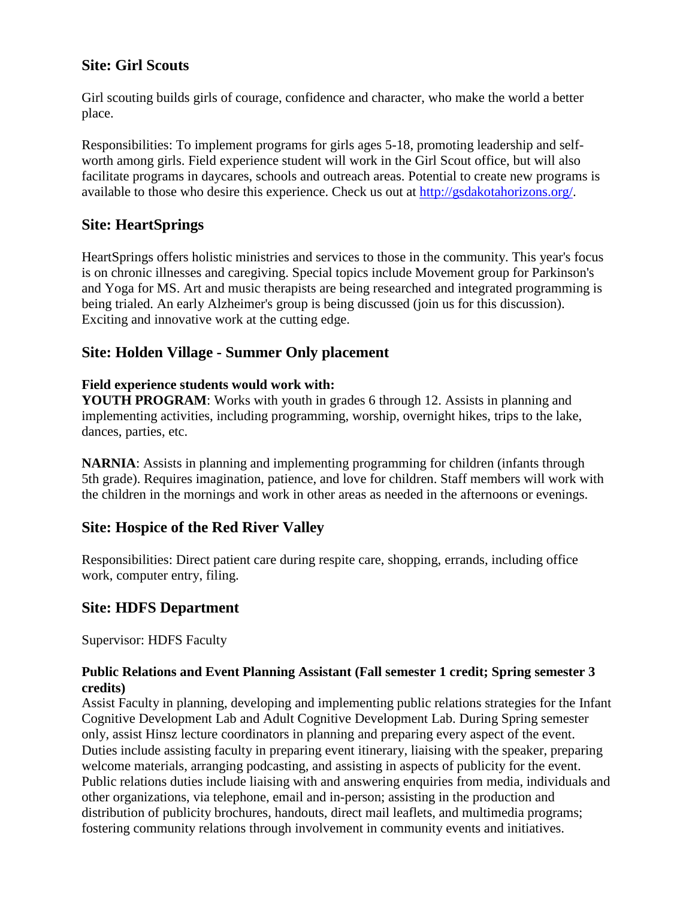## Site: Girl Scouts

Girl scouting builds girls of courage, confidence and character, who make the world a better place.

Responsibilities: To implement programs for girls ages 5-18, promoting leadership and self-worth among girls. Field experience student will work in the Girl Scout office, but will also facilitate programs in daycares, schools and outreach areas. Potential to create new programs is available to those who desire this experience. Check us out at [http://gsdakotahorizons.org/](http://gsdakotahorizons.org/).

## Site: HeartSprings

HeartSprings offers holistic ministries and services to those in the community. This year's focus is on chronic illnesses and caregiving. Special topics include Movement group for Parkinson's and Yoga for MS. Art and music therapists are being researched and integrated programming is being trialed. An early Alzheimer's group is being discussed (join us for this discussion). Exciting and innovative work at the cutting edge.

## Site: Holden Village - Summer Only placement

**Field experience students would work with:**

**YOUTH PROGRAM**: Works with youth in grades 6 through 12. Assists in planning and implementing activities, including programming, worship, overnight hikes, trips to the lake, dances, parties, etc.

**NARNIA**: Assists in planning and implementing programming for children (infants through 5th grade). Requires imagination, patience, and love for children. Staff members will work with the children in the mornings and work in other areas as needed in the afternoons or evenings.

## Site: Hospice of the Red River Valley

Responsibilities: Direct patient care during respite care, shopping, errands, including office work, computer entry, filing.

## Site: HDFS Department

Supervisor: HDFS Faculty

**Public Relations and Event Planning Assistant (Fall semester 1 credit; Spring semester 3 credits)**

Assist Faculty in planning, developing and implementing public relations strategies for the Infant Cognitive Development Lab and Adult Cognitive Development Lab. During Spring semester only, assist Hinsz lecture coordinators in planning and preparing every aspect of the event. Duties include assisting faculty in preparing event itinerary, liaising with the speaker, preparing welcome materials, arranging podcasting, and assisting in aspects of publicity for the event. Public relations duties include liaising with and answering enquiries from media, individuals and other organizations, via telephone, email and in-person; assisting in the production and distribution of publicity brochures, handouts, direct mail leaflets, and multimedia programs; fostering community relations through involvement in community events and initiatives.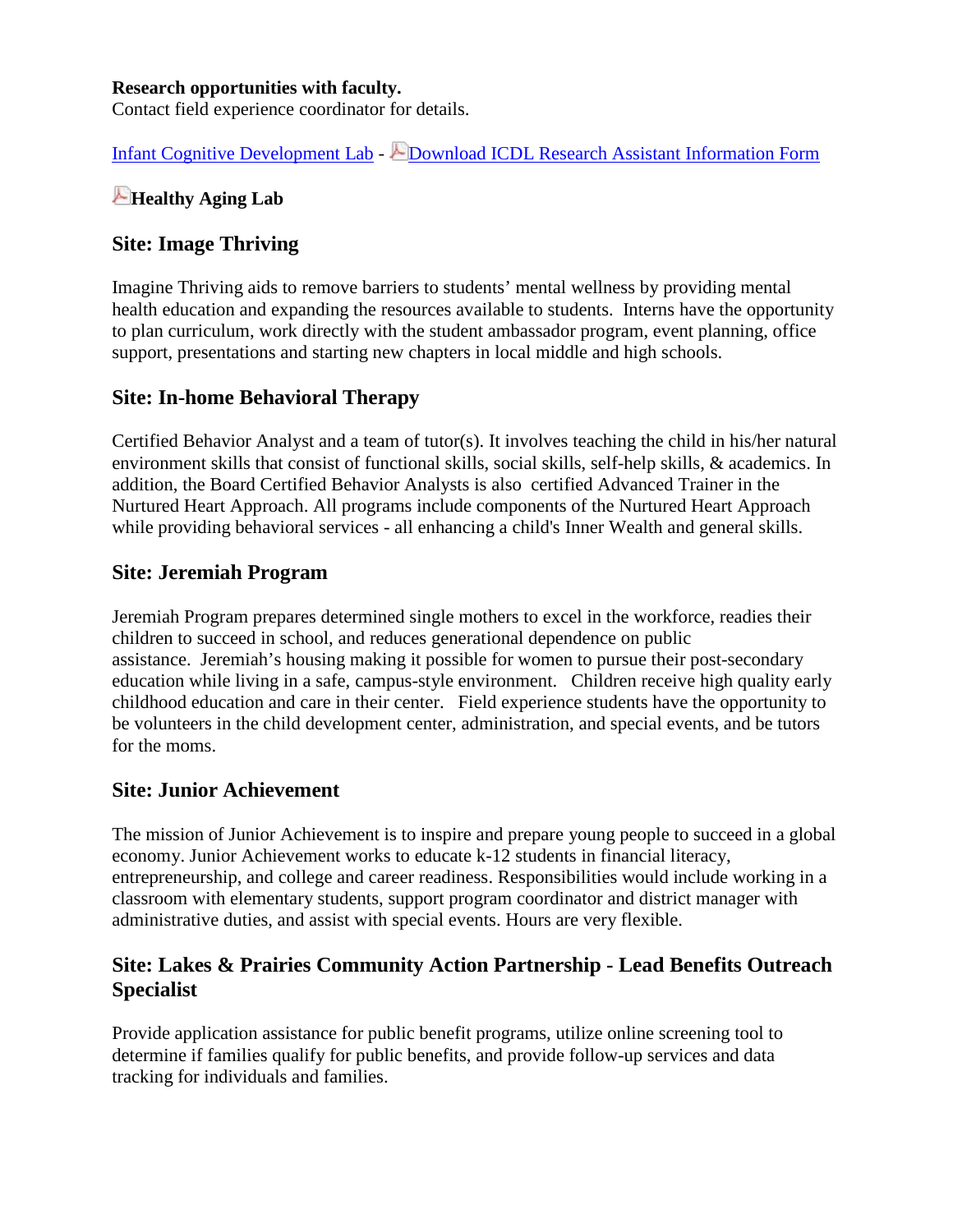**Research opportunities with faculty.**
Contact field experience coordinator for details.

Infant Cognitive Development Lab - Download ICDL Research Assistant Information Form

**Healthy Aging Lab**

## Site: Image Thriving

Imagine Thriving aids to remove barriers to students' mental wellness by providing mental health education and expanding the resources available to students. Interns have the opportunity to plan curriculum, work directly with the student ambassador program, event planning, office support, presentations and starting new chapters in local middle and high schools.

## Site: In-home Behavioral Therapy

Certified Behavior Analyst and a team of tutor(s). It involves teaching the child in his/her natural environment skills that consist of functional skills, social skills, self-help skills, & academics. In addition, the Board Certified Behavior Analysts is also certified Advanced Trainer in the Nurtured Heart Approach. All programs include components of the Nurtured Heart Approach while providing behavioral services - all enhancing a child's Inner Wealth and general skills.

## Site: Jeremiah Program

Jeremiah Program prepares determined single mothers to excel in the workforce, readies their children to succeed in school, and reduces generational dependence on public assistance. Jeremiah's housing making it possible for women to pursue their post-secondary education while living in a safe, campus-style environment. Children receive high quality early childhood education and care in their center. Field experience students have the opportunity to be volunteers in the child development center, administration, and special events, and be tutors for the moms.

## Site: Junior Achievement

The mission of Junior Achievement is to inspire and prepare young people to succeed in a global economy. Junior Achievement works to educate k-12 students in financial literacy, entrepreneurship, and college and career readiness. Responsibilities would include working in a classroom with elementary students, support program coordinator and district manager with administrative duties, and assist with special events. Hours are very flexible.

## Site: Lakes & Prairies Community Action Partnership - Lead Benefits Outreach Specialist

Provide application assistance for public benefit programs, utilize online screening tool to determine if families qualify for public benefits, and provide follow-up services and data tracking for individuals and families.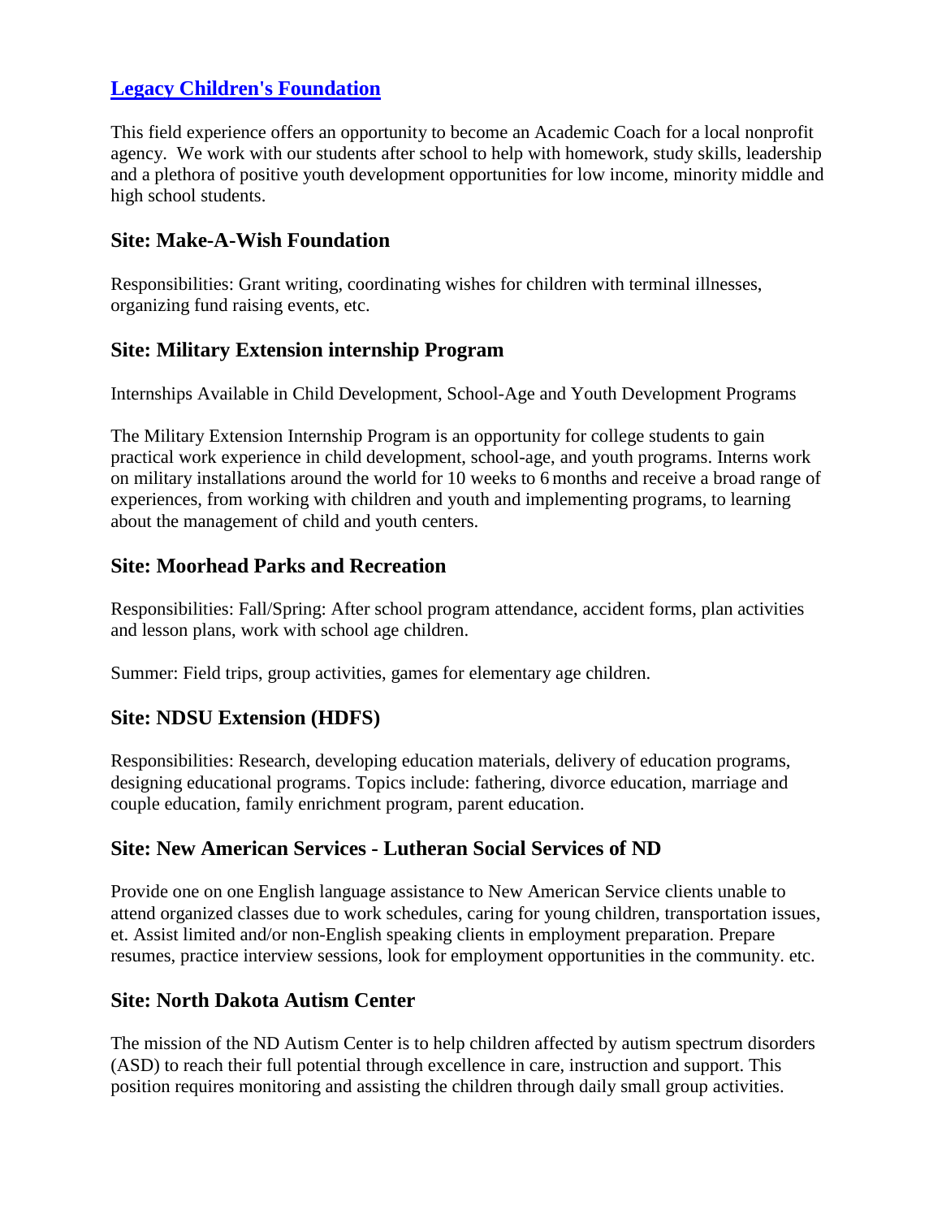### [Legacy Children's Foundation]

This field experience offers an opportunity to become an Academic Coach for a local nonprofit agency. We work with our students after school to help with homework, study skills, leadership and a plethora of positive youth development opportunities for low income, minority middle and high school students.

### Site: Make-A-Wish Foundation

Responsibilities: Grant writing, coordinating wishes for children with terminal illnesses, organizing fund raising events, etc.

### Site: Military Extension internship Program

Internships Available in Child Development, School-Age and Youth Development Programs

The Military Extension Internship Program is an opportunity for college students to gain practical work experience in child development, school-age, and youth programs. Interns work on military installations around the world for 10 weeks to 6 months and receive a broad range of experiences, from working with children and youth and implementing programs, to learning about the management of child and youth centers.

### Site: Moorhead Parks and Recreation

Responsibilities: Fall/Spring: After school program attendance, accident forms, plan activities and lesson plans, work with school age children.

Summer: Field trips, group activities, games for elementary age children.

### Site: NDSU Extension (HDFS)

Responsibilities: Research, developing education materials, delivery of education programs, designing educational programs. Topics include: fathering, divorce education, marriage and couple education, family enrichment program, parent education.

### Site: New American Services - Lutheran Social Services of ND

Provide one on one English language assistance to New American Service clients unable to attend organized classes due to work schedules, caring for young children, transportation issues, et. Assist limited and/or non-English speaking clients in employment preparation. Prepare resumes, practice interview sessions, look for employment opportunities in the community. etc.

### Site: North Dakota Autism Center

The mission of the ND Autism Center is to help children affected by autism spectrum disorders (ASD) to reach their full potential through excellence in care, instruction and support. This position requires monitoring and assisting the children through daily small group activities.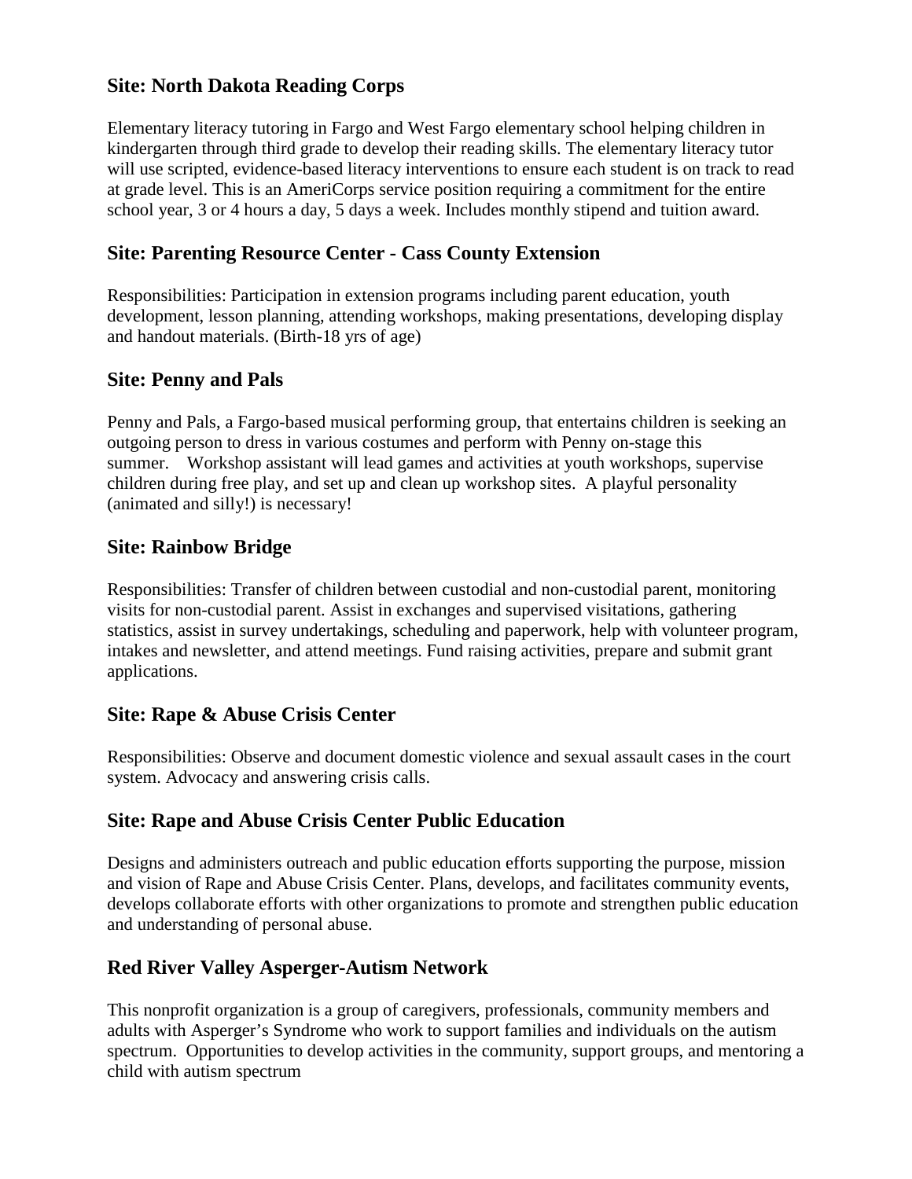## Site: North Dakota Reading Corps

Elementary literacy tutoring in Fargo and West Fargo elementary school helping children in kindergarten through third grade to develop their reading skills. The elementary literacy tutor will use scripted, evidence-based literacy interventions to ensure each student is on track to read at grade level. This is an AmeriCorps service position requiring a commitment for the entire school year, 3 or 4 hours a day, 5 days a week. Includes monthly stipend and tuition award.

## Site: Parenting Resource Center - Cass County Extension

Responsibilities: Participation in extension programs including parent education, youth development, lesson planning, attending workshops, making presentations, developing display and handout materials. (Birth-18 yrs of age)

## Site: Penny and Pals

Penny and Pals, a Fargo-based musical performing group, that entertains children is seeking an outgoing person to dress in various costumes and perform with Penny on-stage this summer. Workshop assistant will lead games and activities at youth workshops, supervise children during free play, and set up and clean up workshop sites. A playful personality (animated and silly!) is necessary!

## Site: Rainbow Bridge

Responsibilities: Transfer of children between custodial and non-custodial parent, monitoring visits for non-custodial parent. Assist in exchanges and supervised visitations, gathering statistics, assist in survey undertakings, scheduling and paperwork, help with volunteer program, intakes and newsletter, and attend meetings. Fund raising activities, prepare and submit grant applications.

## Site: Rape & Abuse Crisis Center

Responsibilities: Observe and document domestic violence and sexual assault cases in the court system. Advocacy and answering crisis calls.

## Site: Rape and Abuse Crisis Center Public Education

Designs and administers outreach and public education efforts supporting the purpose, mission and vision of Rape and Abuse Crisis Center. Plans, develops, and facilitates community events, develops collaborate efforts with other organizations to promote and strengthen public education and understanding of personal abuse.

## Red River Valley Asperger-Autism Network

This nonprofit organization is a group of caregivers, professionals, community members and adults with Asperger's Syndrome who work to support families and individuals on the autism spectrum. Opportunities to develop activities in the community, support groups, and mentoring a child with autism spectrum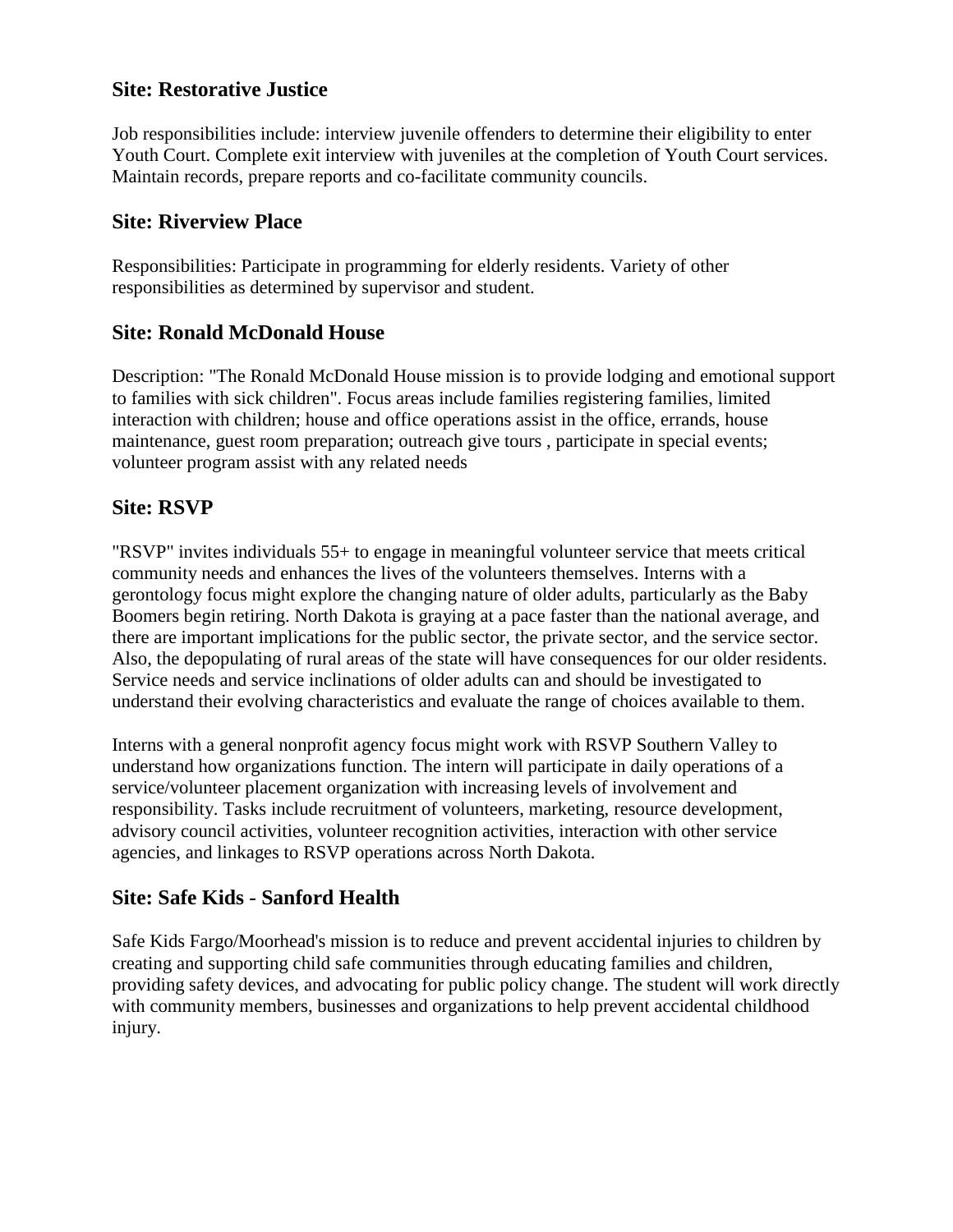## Site: Restorative Justice

Job responsibilities include: interview juvenile offenders to determine their eligibility to enter Youth Court. Complete exit interview with juveniles at the completion of Youth Court services. Maintain records, prepare reports and co-facilitate community councils.

## Site: Riverview Place

Responsibilities: Participate in programming for elderly residents. Variety of other responsibilities as determined by supervisor and student.

## Site: Ronald McDonald House

Description: "The Ronald McDonald House mission is to provide lodging and emotional support to families with sick children". Focus areas include families registering families, limited interaction with children; house and office operations assist in the office, errands, house maintenance, guest room preparation; outreach give tours , participate in special events; volunteer program assist with any related needs

## Site: RSVP

"RSVP" invites individuals 55+ to engage in meaningful volunteer service that meets critical community needs and enhances the lives of the volunteers themselves. Interns with a gerontology focus might explore the changing nature of older adults, particularly as the Baby Boomers begin retiring. North Dakota is graying at a pace faster than the national average, and there are important implications for the public sector, the private sector, and the service sector. Also, the depopulating of rural areas of the state will have consequences for our older residents. Service needs and service inclinations of older adults can and should be investigated to understand their evolving characteristics and evaluate the range of choices available to them.

Interns with a general nonprofit agency focus might work with RSVP Southern Valley to understand how organizations function. The intern will participate in daily operations of a service/volunteer placement organization with increasing levels of involvement and responsibility. Tasks include recruitment of volunteers, marketing, resource development, advisory council activities, volunteer recognition activities, interaction with other service agencies, and linkages to RSVP operations across North Dakota.

## Site: Safe Kids - Sanford Health

Safe Kids Fargo/Moorhead's mission is to reduce and prevent accidental injuries to children by creating and supporting child safe communities through educating families and children, providing safety devices, and advocating for public policy change. The student will work directly with community members, businesses and organizations to help prevent accidental childhood injury.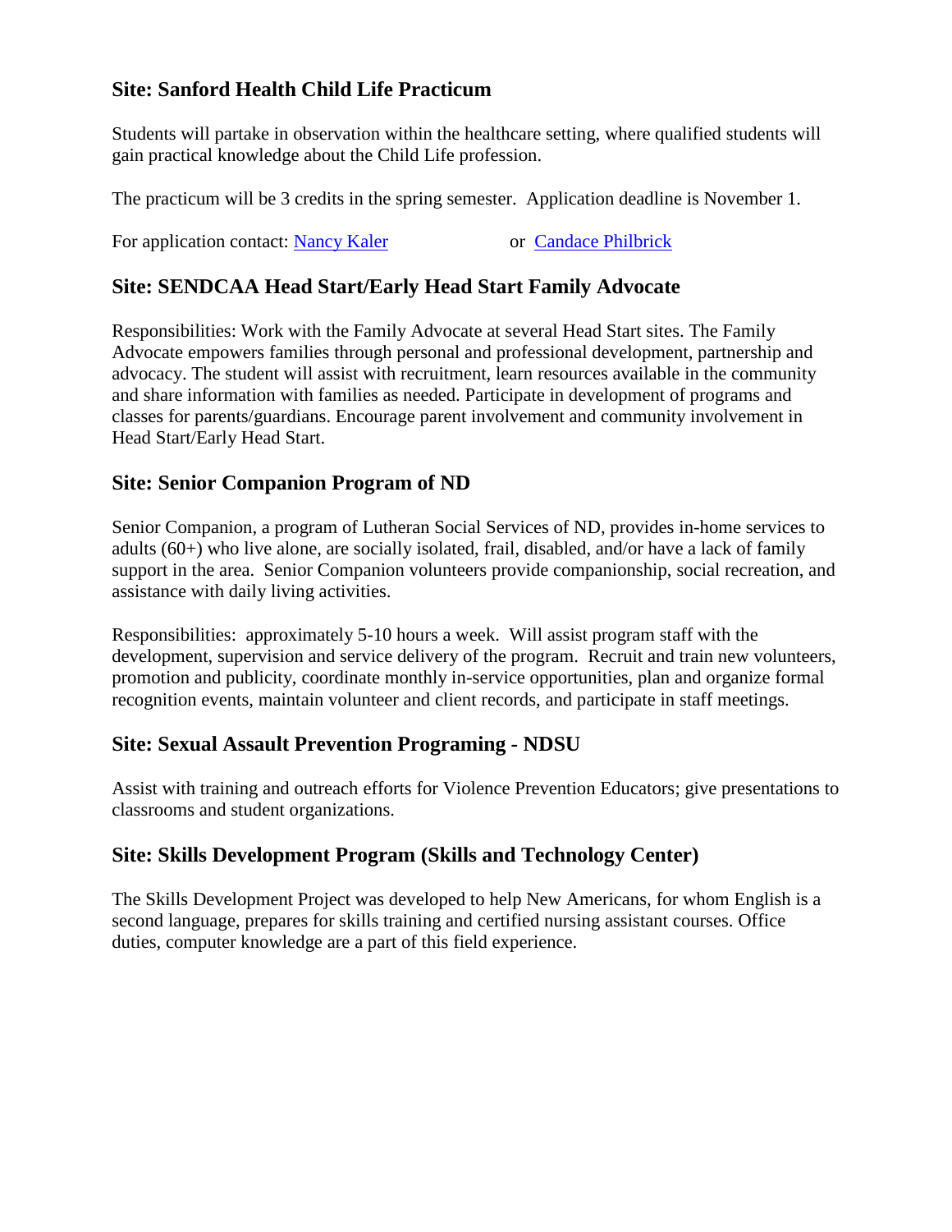## Site: Sanford Health Child Life Practicum

Students will partake in observation within the healthcare setting, where qualified students will gain practical knowledge about the Child Life profession.

The practicum will be 3 credits in the spring semester. Application deadline is November 1.

For application contact: Nancy Kaler or Candace Philbrick

## Site: SENDCAA Head Start/Early Head Start Family Advocate

Responsibilities: Work with the Family Advocate at several Head Start sites. The Family Advocate empowers families through personal and professional development, partnership and advocacy. The student will assist with recruitment, learn resources available in the community and share information with families as needed. Participate in development of programs and classes for parents/guardians. Encourage parent involvement and community involvement in Head Start/Early Head Start.

## Site: Senior Companion Program of ND

Senior Companion, a program of Lutheran Social Services of ND, provides in-home services to adults (60+) who live alone, are socially isolated, frail, disabled, and/or have a lack of family support in the area. Senior Companion volunteers provide companionship, social recreation, and assistance with daily living activities.

Responsibilities: approximately 5-10 hours a week. Will assist program staff with the development, supervision and service delivery of the program. Recruit and train new volunteers, promotion and publicity, coordinate monthly in-service opportunities, plan and organize formal recognition events, maintain volunteer and client records, and participate in staff meetings.

## Site: Sexual Assault Prevention Programing - NDSU

Assist with training and outreach efforts for Violence Prevention Educators; give presentations to classrooms and student organizations.

## Site: Skills Development Program (Skills and Technology Center)

The Skills Development Project was developed to help New Americans, for whom English is a second language, prepares for skills training and certified nursing assistant courses. Office duties, computer knowledge are a part of this field experience.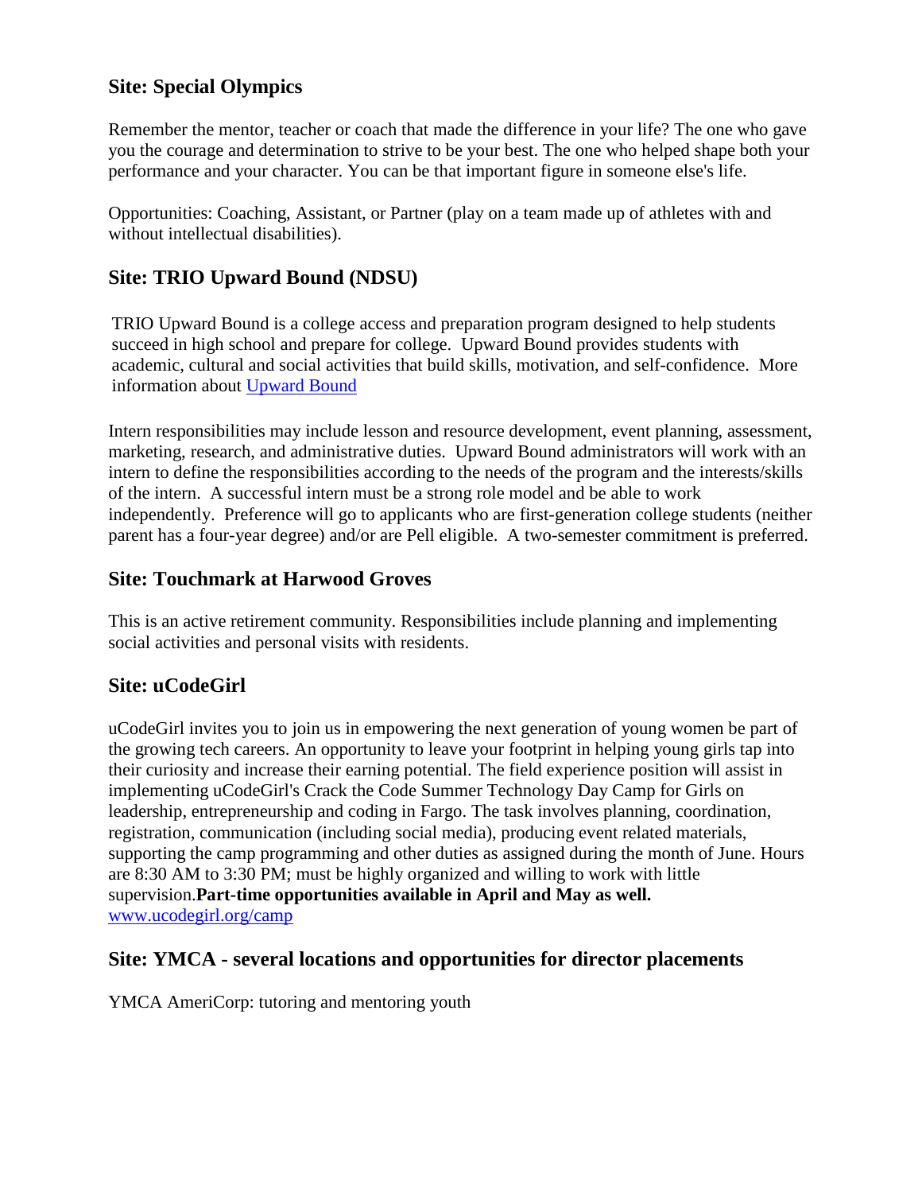## Site: Special Olympics

Remember the mentor, teacher or coach that made the difference in your life? The one who gave you the courage and determination to strive to be your best. The one who helped shape both your performance and your character. You can be that important figure in someone else's life.

Opportunities: Coaching, Assistant, or Partner (play on a team made up of athletes with and without intellectual disabilities).

## Site: TRIO Upward Bound (NDSU)

TRIO Upward Bound is a college access and preparation program designed to help students succeed in high school and prepare for college. Upward Bound provides students with academic, cultural and social activities that build skills, motivation, and self-confidence. More information about [Upward Bound]()

Intern responsibilities may include lesson and resource development, event planning, assessment, marketing, research, and administrative duties. Upward Bound administrators will work with an intern to define the responsibilities according to the needs of the program and the interests/skills of the intern. A successful intern must be a strong role model and be able to work independently. Preference will go to applicants who are first-generation college students (neither parent has a four-year degree) and/or are Pell eligible. A two-semester commitment is preferred.

## Site: Touchmark at Harwood Groves

This is an active retirement community. Responsibilities include planning and implementing social activities and personal visits with residents.

## Site: uCodeGirl

uCodeGirl invites you to join us in empowering the next generation of young women be part of the growing tech careers. An opportunity to leave your footprint in helping young girls tap into their curiosity and increase their earning potential. The field experience position will assist in implementing uCodeGirl's Crack the Code Summer Technology Day Camp for Girls on leadership, entrepreneurship and coding in Fargo. The task involves planning, coordination, registration, communication (including social media), producing event related materials, supporting the camp programming and other duties as assigned during the month of June. Hours are 8:30 AM to 3:30 PM; must be highly organized and willing to work with little supervision.**Part-time opportunities available in April and May as well.**
[www.ucodegirl.org/camp](www.ucodegirl.org/camp)

## Site: YMCA - several locations and opportunities for director placements

YMCA AmeriCorp: tutoring and mentoring youth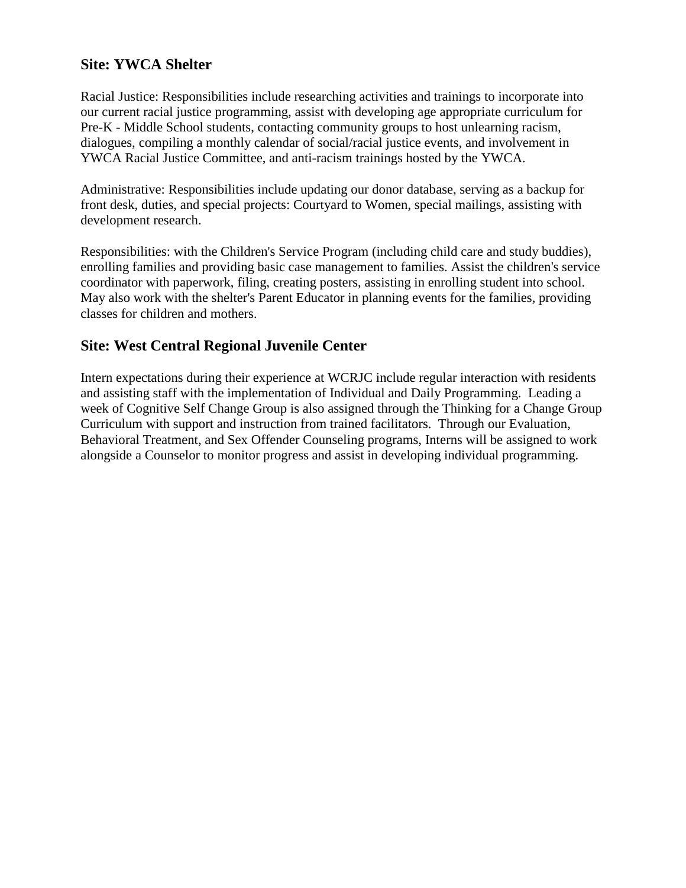## Site: YWCA Shelter

Racial Justice: Responsibilities include researching activities and trainings to incorporate into our current racial justice programming, assist with developing age appropriate curriculum for Pre-K - Middle School students, contacting community groups to host unlearning racism, dialogues, compiling a monthly calendar of social/racial justice events, and involvement in YWCA Racial Justice Committee, and anti-racism trainings hosted by the YWCA.

Administrative: Responsibilities include updating our donor database, serving as a backup for front desk, duties, and special projects: Courtyard to Women, special mailings, assisting with development research.

Responsibilities: with the Children's Service Program (including child care and study buddies), enrolling families and providing basic case management to families. Assist the children's service coordinator with paperwork, filing, creating posters, assisting in enrolling student into school. May also work with the shelter's Parent Educator in planning events for the families, providing classes for children and mothers.

## Site: West Central Regional Juvenile Center

Intern expectations during their experience at WCRJC include regular interaction with residents and assisting staff with the implementation of Individual and Daily Programming. Leading a week of Cognitive Self Change Group is also assigned through the Thinking for a Change Group Curriculum with support and instruction from trained facilitators. Through our Evaluation, Behavioral Treatment, and Sex Offender Counseling programs, Interns will be assigned to work alongside a Counselor to monitor progress and assist in developing individual programming.